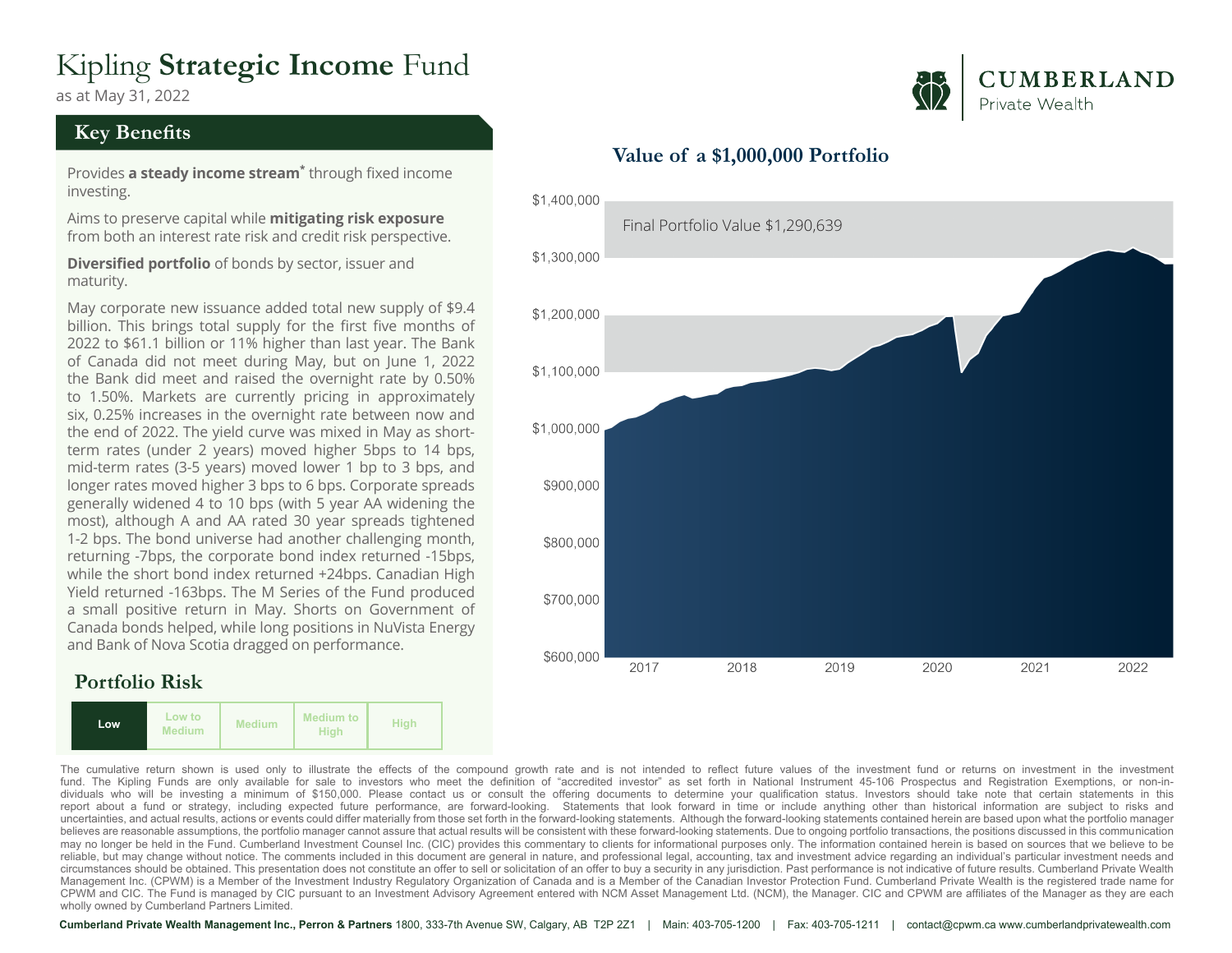# Kipling **Strategic Income** Fund

as at May 31, 2022

**CUMBERLAND**
Private Wealth

## Key Benefits

Provides **a steady income stream*** through fixed income investing.

Aims to preserve capital while **mitigating risk exposure** from both an interest rate risk and credit risk perspective.

**Diversified portfolio** of bonds by sector, issuer and maturity.

May corporate new issuance added total new supply of $9.4 billion. This brings total supply for the first five months of 2022 to $61.1 billion or 11% higher than last year. The Bank of Canada did not meet during May, but on June 1, 2022 the Bank did meet and raised the overnight rate by 0.50% to 1.50%. Markets are currently pricing in approximately six, 0.25% increases in the overnight rate between now and the end of 2022. The yield curve was mixed in May as short-term rates (under 2 years) moved higher 5bps to 14 bps, mid-term rates (3-5 years) moved lower 1 bp to 3 bps, and longer rates moved higher 3 bps to 6 bps. Corporate spreads generally widened 4 to 10 bps (with 5 year AA widening the most), although A and AA rated 30 year spreads tightened 1-2 bps. The bond universe had another challenging month, returning -7bps, the corporate bond index returned -15bps, while the short bond index returned +24bps. Canadian High Yield returned -163bps. The M Series of the Fund produced a small positive return in May. Shorts on Government of Canada bonds helped, while long positions in NuVista Energy and Bank of Nova Scotia dragged on performance.

## Portfolio Risk

| **Low** | Low to Medium | Medium | Medium to High | High |
|---|---|---|---|---|

## Value of a $1,000,000 Portfolio

Final Portfolio Value $1,290,639

The cumulative return shown is used only to illustrate the effects of the compound growth rate and is not intended to reflect future values of the investment fund or returns on investment in the investment fund. The Kipling Funds are only available for sale to investors who meet the definition of "accredited investor" as set forth in National Instrument 45-106 Prospectus and Registration Exemptions, or non-individuals who will be investing a minimum of $150,000. Please contact us or consult the offering documents to determine your qualification status. Investors should take note that certain statements in this report about a fund or strategy, including expected future performance, are forward-looking. Statements that look forward in time or include anything other than historical information are subject to risks and uncertainties, and actual results, actions or events could differ materially from those set forth in the forward-looking statements. Although the forward-looking statements contained herein are based upon what the portfolio manager believes are reasonable assumptions, the portfolio manager cannot assure that actual results will be consistent with these forward-looking statements. Due to ongoing portfolio transactions, the positions discussed in this communication may no longer be held in the Fund. Cumberland Investment Counsel Inc. (CIC) provides this commentary to clients for informational purposes only. The information contained herein is based on sources that we believe to be reliable, but may change without notice. The comments included in this document are general in nature, and professional legal, accounting, tax and investment advice regarding an individual's particular investment needs and circumstances should be obtained. This presentation does not constitute an offer to sell or solicitation of an offer to buy a security in any jurisdiction. Past performance is not indicative of future results. Cumberland Private Wealth Management Inc. (CPWM) is a Member of the Investment Industry Regulatory Organization of Canada and is a Member of the Canadian Investor Protection Fund. Cumberland Private Wealth is the registered trade name for CPWM and CIC. The Fund is managed by CIC pursuant to an Investment Advisory Agreement entered with NCM Asset Management Ltd. (NCM), the Manager. CIC and CPWM are affiliates of the Manager as they are each wholly owned by Cumberland Partners Limited.

**Cumberland Private Wealth Management Inc., Perron & Partners** 1800, 333-7th Avenue SW, Calgary, AB T2P 2Z1 | Main: 403-705-1200 | Fax: 403-705-1211 | contact@cpwm.ca www.cumberlandprivatewealth.com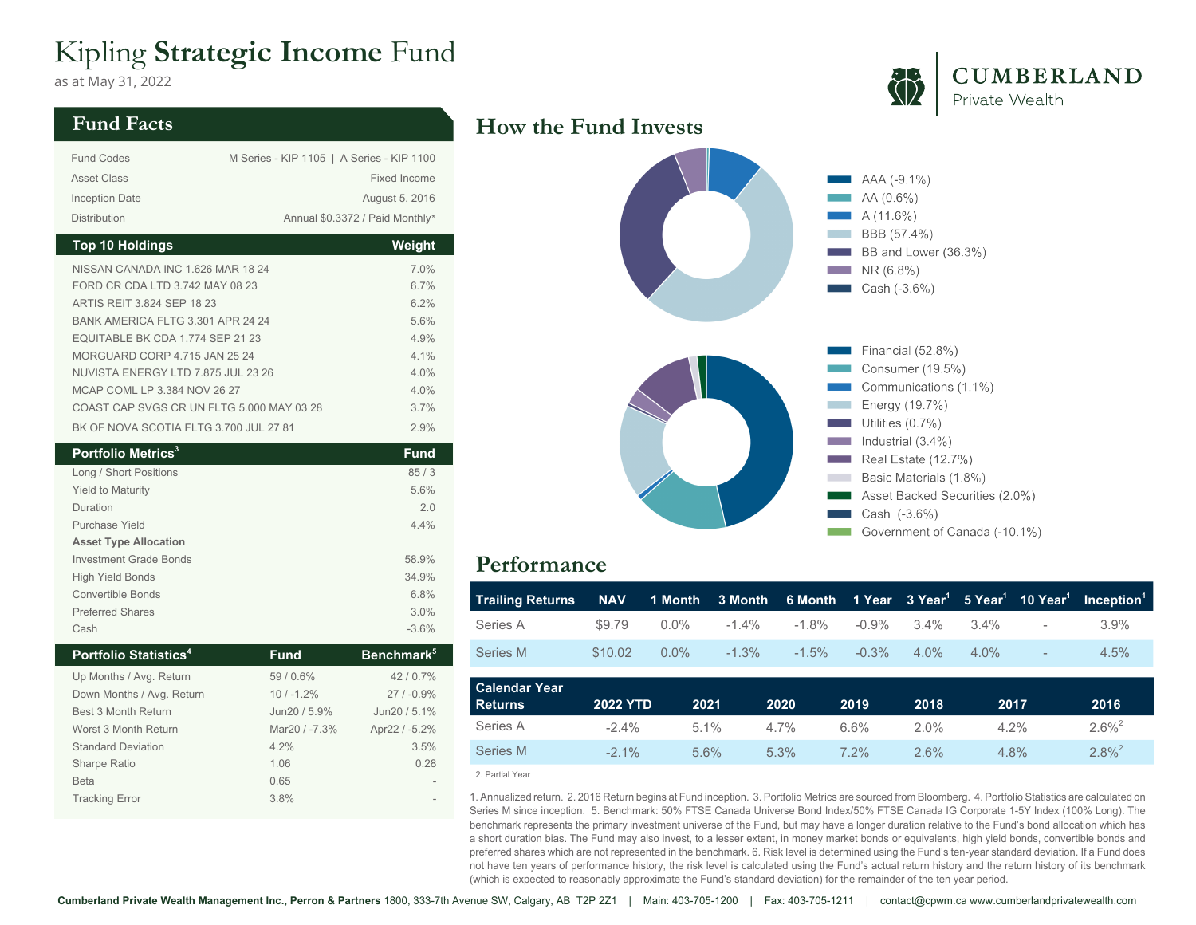# Kipling **Strategic Income** Fund

as at May 31, 2022

CUMBERLAND
Private Wealth

## Fund Facts

| | |
|---|---|
| Fund Codes | M Series - KIP 1105 \| A Series - KIP 1100 |
| Asset Class | Fixed Income |
| Inception Date | August 5, 2016 |
| Distribution | Annual $0.3372 / Paid Monthly* |

| Top 10 Holdings | Weight |
|---|---|
| NISSAN CANADA INC 1.626 MAR 18 24 | 7.0% |
| FORD CR CDA LTD 3.742 MAY 08 23 | 6.7% |
| ARTIS REIT 3.824 SEP 18 23 | 6.2% |
| BANK AMERICA FLTG 3.301 APR 24 24 | 5.6% |
| EQUITABLE BK CDA 1.774 SEP 21 23 | 4.9% |
| MORGUARD CORP 4.715 JAN 25 24 | 4.1% |
| NUVISTA ENERGY LTD 7.875 JUL 23 26 | 4.0% |
| MCAP COML LP 3.384 NOV 26 27 | 4.0% |
| COAST CAP SVGS CR UN FLTG 5.000 MAY 03 28 | 3.7% |
| BK OF NOVA SCOTIA FLTG 3.700 JUL 27 81 | 2.9% |

| Portfolio Metrics[3] | Fund |
|---|---|
| Long / Short Positions | 85 / 3 |
| Yield to Maturity | 5.6% |
| Duration | 2.0 |
| Purchase Yield | 4.4% |
| **Asset Type Allocation** | |
| Investment Grade Bonds | 58.9% |
| High Yield Bonds | 34.9% |
| Convertible Bonds | 6.8% |
| Preferred Shares | 3.0% |
| Cash | -3.6% |

| Portfolio Statistics[4] | Fund | Benchmark[5] |
|---|---|---|
| Up Months / Avg. Return | 59 / 0.6% | 42 / 0.7% |
| Down Months / Avg. Return | 10 / -1.2% | 27 / -0.9% |
| Best 3 Month Return | Jun20 / 5.9% | Jun20 / 5.1% |
| Worst 3 Month Return | Mar20 / -7.3% | Apr22 / -5.2% |
| Standard Deviation | 4.2% | 3.5% |
| Sharpe Ratio | 1.06 | 0.28 |
| Beta | 0.65 | - |
| Tracking Error | 3.8% | - |

## How the Fund Invests

AAA (-9.1%)
AA (0.6%)
A (11.6%)
BBB (57.4%)
BB and Lower (36.3%)
NR (6.8%)
Cash (-3.6%)

Financial (52.8%)
Consumer (19.5%)
Communications (1.1%)
Energy (19.7%)
Utilities (0.7%)
Industrial (3.4%)
Real Estate (12.7%)
Basic Materials (1.8%)
Asset Backed Securities (2.0%)
Cash (-3.6%)
Government of Canada (-10.1%)

## Performance

| Trailing Returns | NAV | 1 Month | 3 Month | 6 Month | 1 Year | 3 Year[1] | 5 Year[1] | 10 Year[1] | Inception[1] |
|---|---|---|---|---|---|---|---|---|---|
| Series A | $9.79 | 0.0% | -1.4% | -1.8% | -0.9% | 3.4% | 3.4% | - | 3.9% |
| Series M | $10.02 | 0.0% | -1.3% | -1.5% | -0.3% | 4.0% | 4.0% | - | 4.5% |

| Calendar Year Returns | 2022 YTD | 2021 | 2020 | 2019 | 2018 | 2017 | 2016 |
|---|---|---|---|---|---|---|---|
| Series A | -2.4% | 5.1% | 4.7% | 6.6% | 2.0% | 4.2% | 2.6%[2] |
| Series M | -2.1% | 5.6% | 5.3% | 7.2% | 2.6% | 4.8% | 2.8%[2] |

2. Partial Year

1. Annualized return. 2. 2016 Return begins at Fund inception. 3. Portfolio Metrics are sourced from Bloomberg. 4. Portfolio Statistics are calculated on Series M since inception. 5. Benchmark: 50% FTSE Canada Universe Bond Index/50% FTSE Canada IG Corporate 1-5Y Index (100% Long). The benchmark represents the primary investment universe of the Fund, but may have a longer duration relative to the Fund's bond allocation which has a short duration bias. The Fund may also invest, to a lesser extent, in money market bonds or equivalents, high yield bonds, convertible bonds and preferred shares which are not represented in the benchmark. 6. Risk level is determined using the Fund's ten-year standard deviation. If a Fund does not have ten years of performance history, the risk level is calculated using the Fund's actual return history and the return history of its benchmark (which is expected to reasonably approximate the Fund's standard deviation) for the remainder of the ten year period.

**Cumberland Private Wealth Management Inc., Perron & Partners** 1800, 333-7th Avenue SW, Calgary, AB T2P 2Z1 | Main: 403-705-1200 | Fax: 403-705-1211 | contact@cpwm.ca www.cumberlandprivatewealth.com